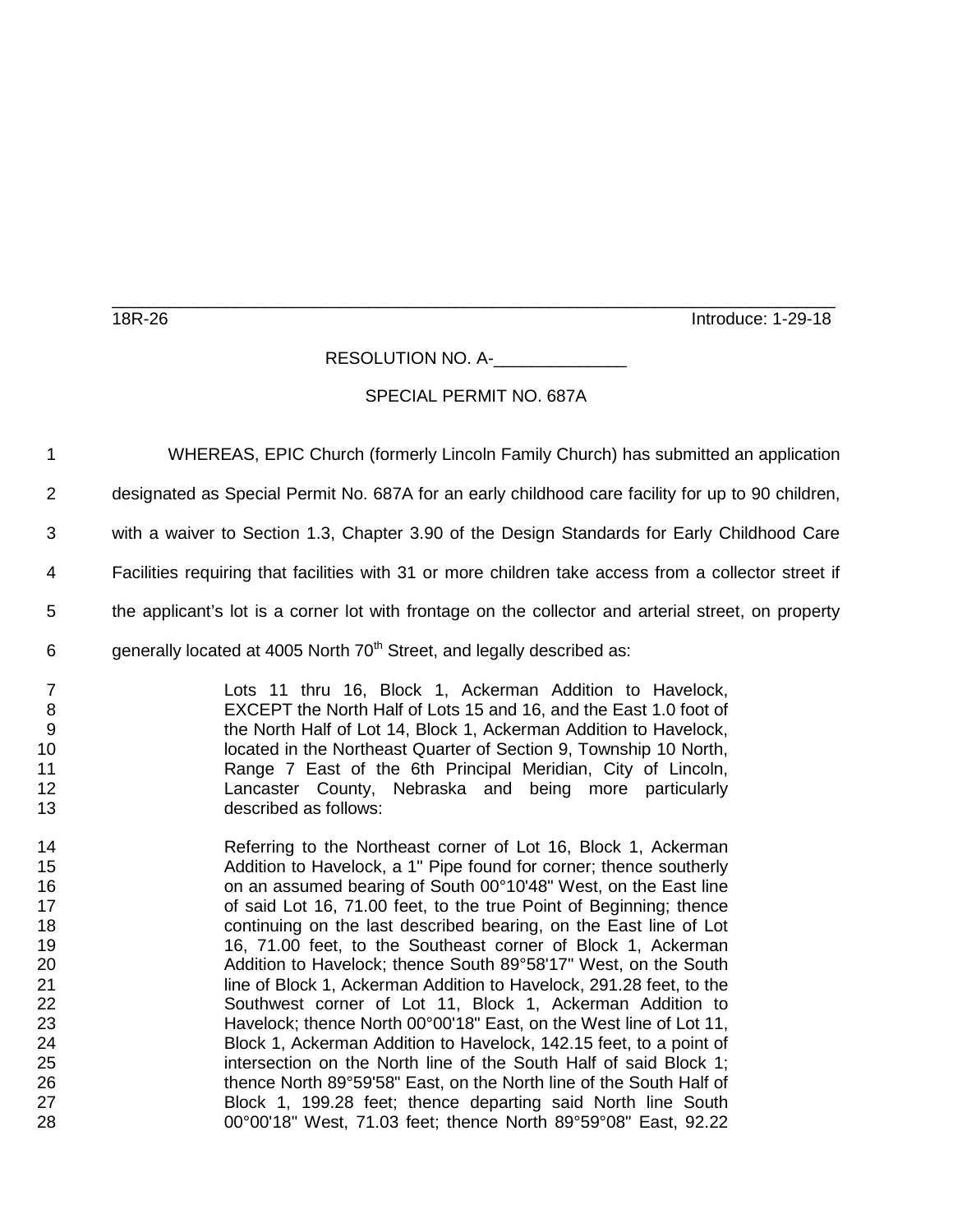18R-26 Introduce: 1-29-18

RESOLUTION NO. A-______________

SPECIAL PERMIT NO. 687A

WHEREAS, EPIC Church (formerly Lincoln Family Church) has submitted an application designated as Special Permit No. 687A for an early childhood care facility for up to 90 children, with a waiver to Section 1.3, Chapter 3.90 of the Design Standards for Early Childhood Care Facilities requiring that facilities with 31 or more children take access from a collector street if the applicant's lot is a corner lot with frontage on the collector and arterial street, on property generally located at 4005 North 70th Street, and legally described as:

> Lots 11 thru 16, Block 1, Ackerman Addition to Havelock, EXCEPT the North Half of Lots 15 and 16, and the East 1.0 foot of the North Half of Lot 14, Block 1, Ackerman Addition to Havelock, located in the Northeast Quarter of Section 9, Township 10 North, Range 7 East of the 6th Principal Meridian, City of Lincoln, Lancaster County, Nebraska and being more particularly described as follows:
>
> Referring to the Northeast corner of Lot 16, Block 1, Ackerman Addition to Havelock, a 1" Pipe found for corner; thence southerly on an assumed bearing of South 00°10'48" West, on the East line of said Lot 16, 71.00 feet, to the true Point of Beginning; thence continuing on the last described bearing, on the East line of Lot 16, 71.00 feet, to the Southeast corner of Block 1, Ackerman Addition to Havelock; thence South 89°58'17" West, on the South line of Block 1, Ackerman Addition to Havelock, 291.28 feet, to the Southwest corner of Lot 11, Block 1, Ackerman Addition to Havelock; thence North 00°00'18" East, on the West line of Lot 11, Block 1, Ackerman Addition to Havelock, 142.15 feet, to a point of intersection on the North line of the South Half of said Block 1; thence North 89°59'58" East, on the North line of the South Half of Block 1, 199.28 feet; thence departing said North line South 00°00'18" West, 71.03 feet; thence North 89°59°08" East, 92.22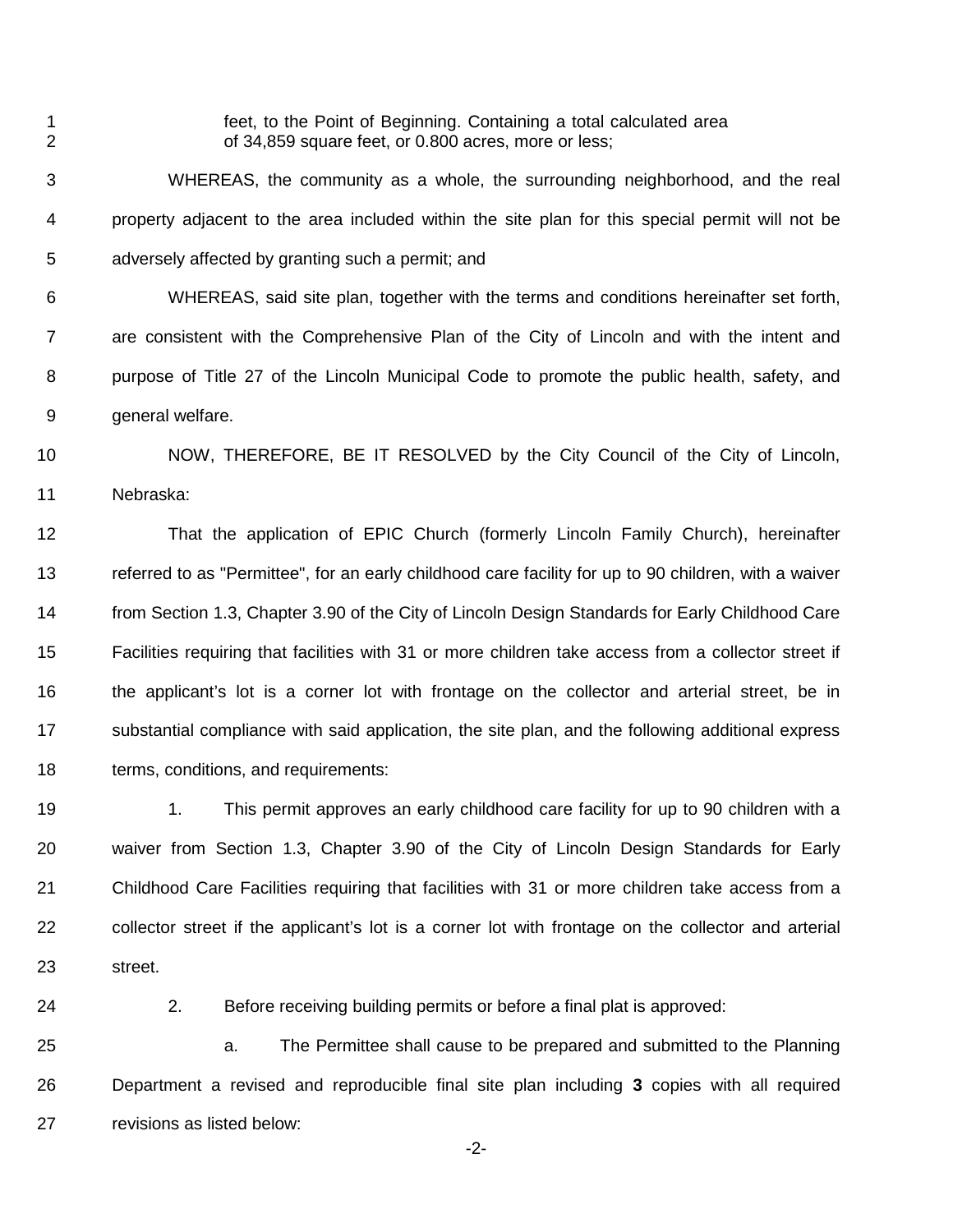feet, to the Point of Beginning. Containing a total calculated area of 34,859 square feet, or 0.800 acres, more or less;

WHEREAS, the community as a whole, the surrounding neighborhood, and the real property adjacent to the area included within the site plan for this special permit will not be adversely affected by granting such a permit; and

WHEREAS, said site plan, together with the terms and conditions hereinafter set forth, are consistent with the Comprehensive Plan of the City of Lincoln and with the intent and purpose of Title 27 of the Lincoln Municipal Code to promote the public health, safety, and general welfare.

NOW, THEREFORE, BE IT RESOLVED by the City Council of the City of Lincoln, Nebraska:

That the application of EPIC Church (formerly Lincoln Family Church), hereinafter referred to as "Permittee", for an early childhood care facility for up to 90 children, with a waiver from Section 1.3, Chapter 3.90 of the City of Lincoln Design Standards for Early Childhood Care Facilities requiring that facilities with 31 or more children take access from a collector street if the applicant's lot is a corner lot with frontage on the collector and arterial street, be in substantial compliance with said application, the site plan, and the following additional express terms, conditions, and requirements:

1. This permit approves an early childhood care facility for up to 90 children with a waiver from Section 1.3, Chapter 3.90 of the City of Lincoln Design Standards for Early Childhood Care Facilities requiring that facilities with 31 or more children take access from a collector street if the applicant's lot is a corner lot with frontage on the collector and arterial street.

2. Before receiving building permits or before a final plat is approved:

   a. The Permittee shall cause to be prepared and submitted to the Planning Department a revised and reproducible final site plan including **3** copies with all required revisions as listed below: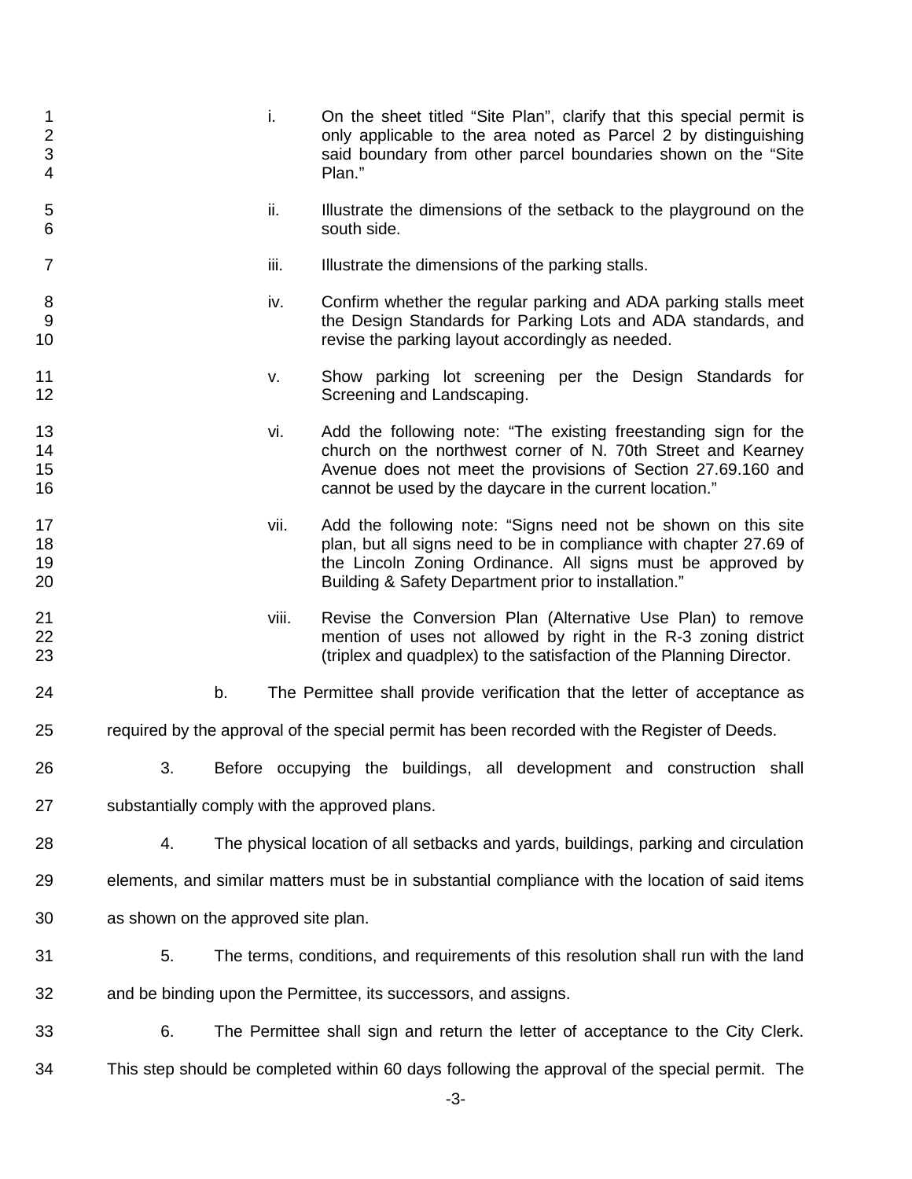i. On the sheet titled “Site Plan”, clarify that this special permit is only applicable to the area noted as Parcel 2 by distinguishing said boundary from other parcel boundaries shown on the “Site Plan.”

ii. Illustrate the dimensions of the setback to the playground on the south side.

iii. Illustrate the dimensions of the parking stalls.

iv. Confirm whether the regular parking and ADA parking stalls meet the Design Standards for Parking Lots and ADA standards, and revise the parking layout accordingly as needed.

v. Show parking lot screening per the Design Standards for Screening and Landscaping.

vi. Add the following note: “The existing freestanding sign for the church on the northwest corner of N. 70th Street and Kearney Avenue does not meet the provisions of Section 27.69.160 and cannot be used by the daycare in the current location.”

vii. Add the following note: “Signs need not be shown on this site plan, but all signs need to be in compliance with chapter 27.69 of the Lincoln Zoning Ordinance. All signs must be approved by Building & Safety Department prior to installation.”

viii. Revise the Conversion Plan (Alternative Use Plan) to remove mention of uses not allowed by right in the R-3 zoning district (triplex and quadplex) to the satisfaction of the Planning Director.

b. The Permittee shall provide verification that the letter of acceptance as required by the approval of the special permit has been recorded with the Register of Deeds.

3. Before occupying the buildings, all development and construction shall substantially comply with the approved plans.

4. The physical location of all setbacks and yards, buildings, parking and circulation elements, and similar matters must be in substantial compliance with the location of said items as shown on the approved site plan.

5. The terms, conditions, and requirements of this resolution shall run with the land and be binding upon the Permittee, its successors, and assigns.

6. The Permittee shall sign and return the letter of acceptance to the City Clerk. This step should be completed within 60 days following the approval of the special permit. The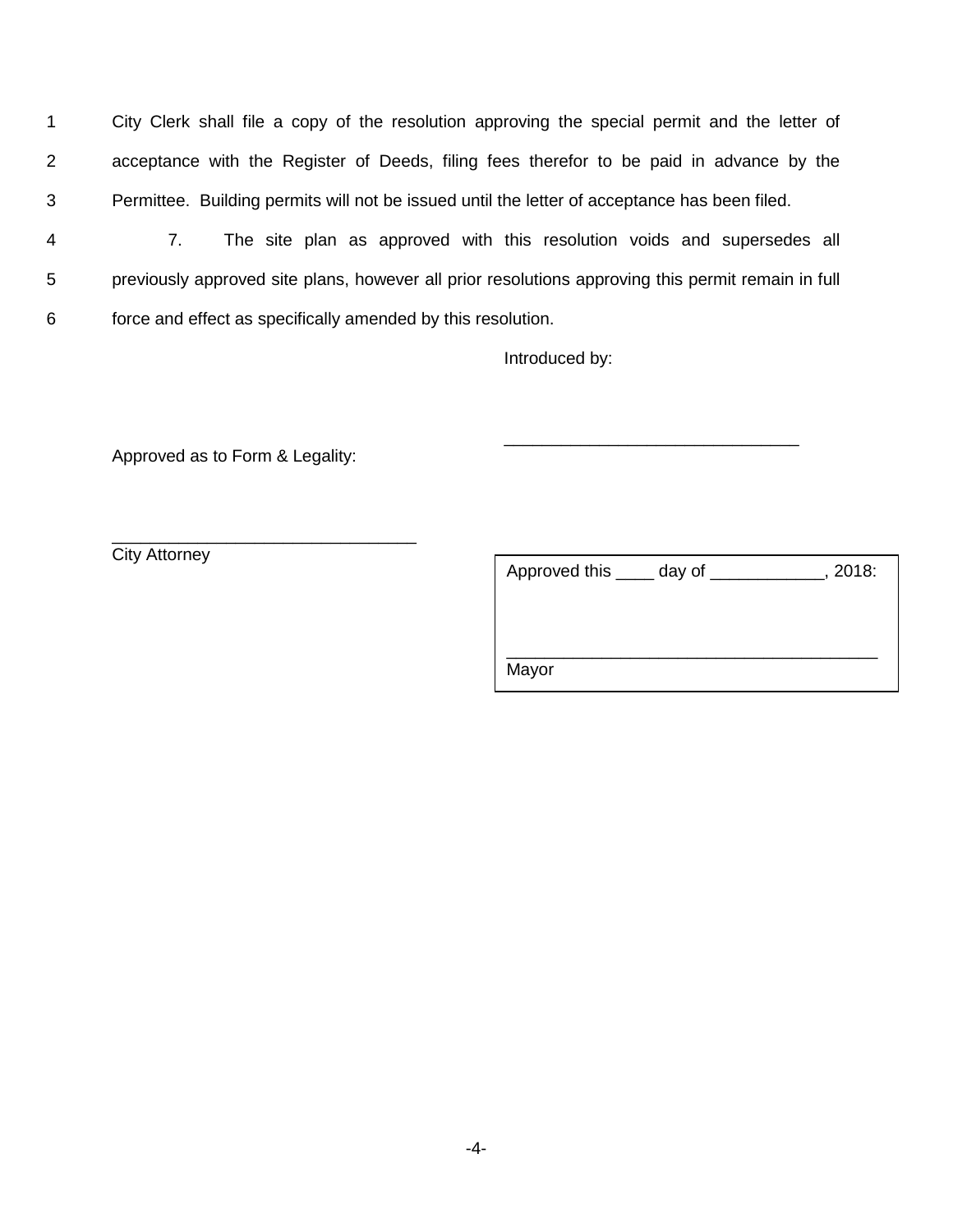City Clerk shall file a copy of the resolution approving the special permit and the letter of acceptance with the Register of Deeds, filing fees therefor to be paid in advance by the Permittee. Building permits will not be issued until the letter of acceptance has been filed.

7. The site plan as approved with this resolution voids and supersedes all previously approved site plans, however all prior resolutions approving this permit remain in full force and effect as specifically amended by this resolution.

Introduced by:

_______________________________

Approved as to Form & Legality:

________________________________
City Attorney

Approved this ____ day of ____________, 2018:

_______________________________________
Mayor